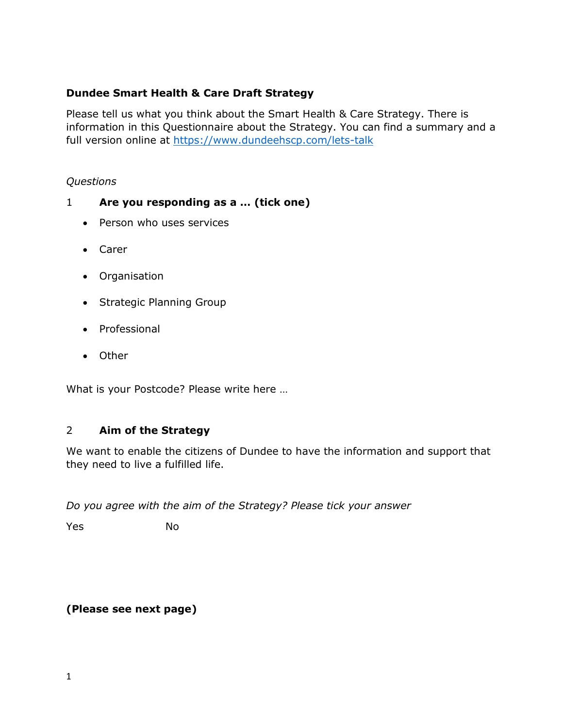# Dundee Smart Health & Care Draft Strategy

Please tell us what you think about the Smart Health & Care Strategy. There is information in this Questionnaire about the Strategy. You can find a summary and a full version online at [https://www.dundeehscp.com/lets-talk](https://www.dundeehscp.com/lets-talk)

*Questions*

1 **Are you responding as a … (tick one)**

- Person who uses services
- Carer
- Organisation
- Strategic Planning Group
- Professional
- Other

What is your Postcode? Please write here …

2 **Aim of the Strategy**

We want to enable the citizens of Dundee to have the information and support that they need to live a fulfilled life.

*Do you agree with the aim of the Strategy? Please tick your answer*

Yes No

**(Please see next page)**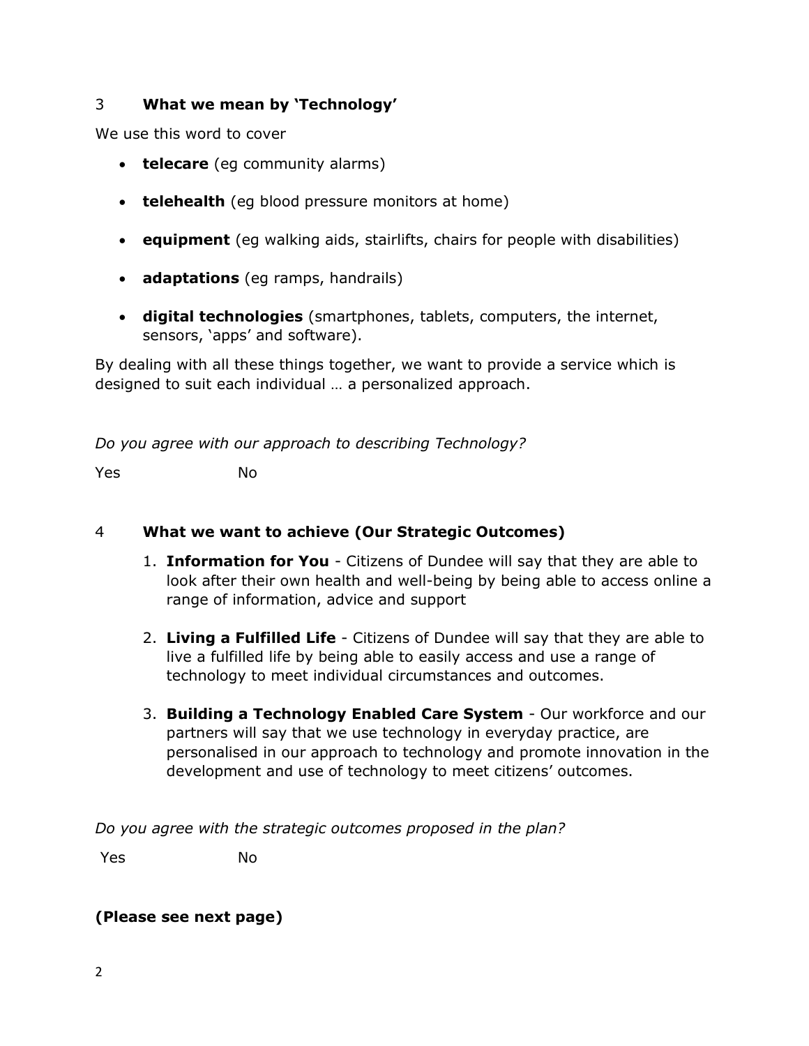## 3 What we mean by 'Technology'

We use this word to cover

- **telecare** (eg community alarms)
- **telehealth** (eg blood pressure monitors at home)
- **equipment** (eg walking aids, stairlifts, chairs for people with disabilities)
- **adaptations** (eg ramps, handrails)
- **digital technologies** (smartphones, tablets, computers, the internet, sensors, 'apps' and software).

By dealing with all these things together, we want to provide a service which is designed to suit each individual … a personalized approach.

*Do you agree with our approach to describing Technology?*

Yes No

## 4 What we want to achieve (Our Strategic Outcomes)

1. **Information for You** - Citizens of Dundee will say that they are able to look after their own health and well-being by being able to access online a range of information, advice and support
2. **Living a Fulfilled Life** - Citizens of Dundee will say that they are able to live a fulfilled life by being able to easily access and use a range of technology to meet individual circumstances and outcomes.
3. **Building a Technology Enabled Care System** - Our workforce and our partners will say that we use technology in everyday practice, are personalised in our approach to technology and promote innovation in the development and use of technology to meet citizens' outcomes.

*Do you agree with the strategic outcomes proposed in the plan?*

Yes No

**(Please see next page)**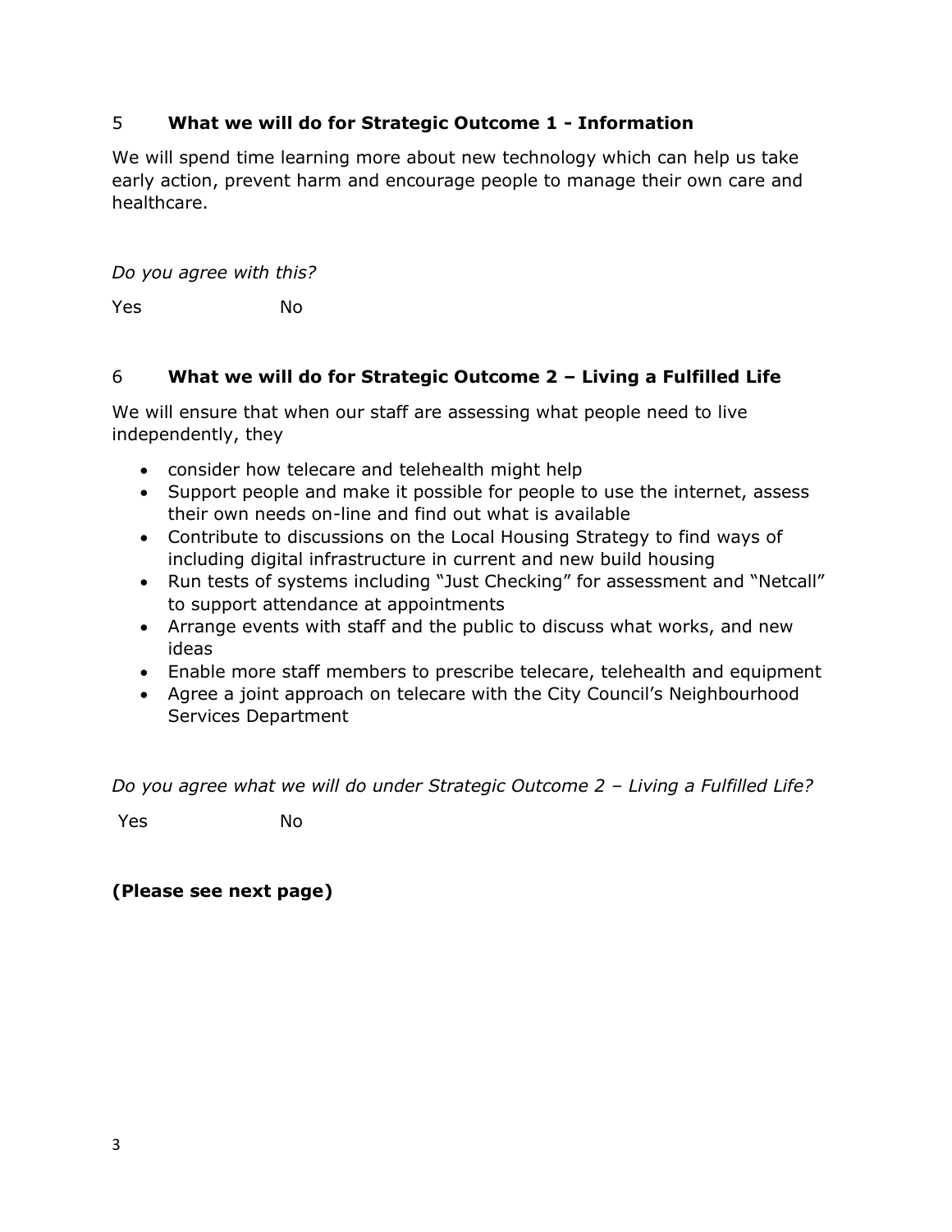## 5 What we will do for Strategic Outcome 1 - Information

We will spend time learning more about new technology which can help us take early action, prevent harm and encourage people to manage their own care and healthcare.

*Do you agree with this?*

Yes No

## 6 What we will do for Strategic Outcome 2 – Living a Fulfilled Life

We will ensure that when our staff are assessing what people need to live independently, they

- consider how telecare and telehealth might help
- Support people and make it possible for people to use the internet, assess their own needs on-line and find out what is available
- Contribute to discussions on the Local Housing Strategy to find ways of including digital infrastructure in current and new build housing
- Run tests of systems including "Just Checking" for assessment and "Netcall" to support attendance at appointments
- Arrange events with staff and the public to discuss what works, and new ideas
- Enable more staff members to prescribe telecare, telehealth and equipment
- Agree a joint approach on telecare with the City Council's Neighbourhood Services Department

*Do you agree what we will do under Strategic Outcome 2 – Living a Fulfilled Life?*

Yes No

**(Please see next page)**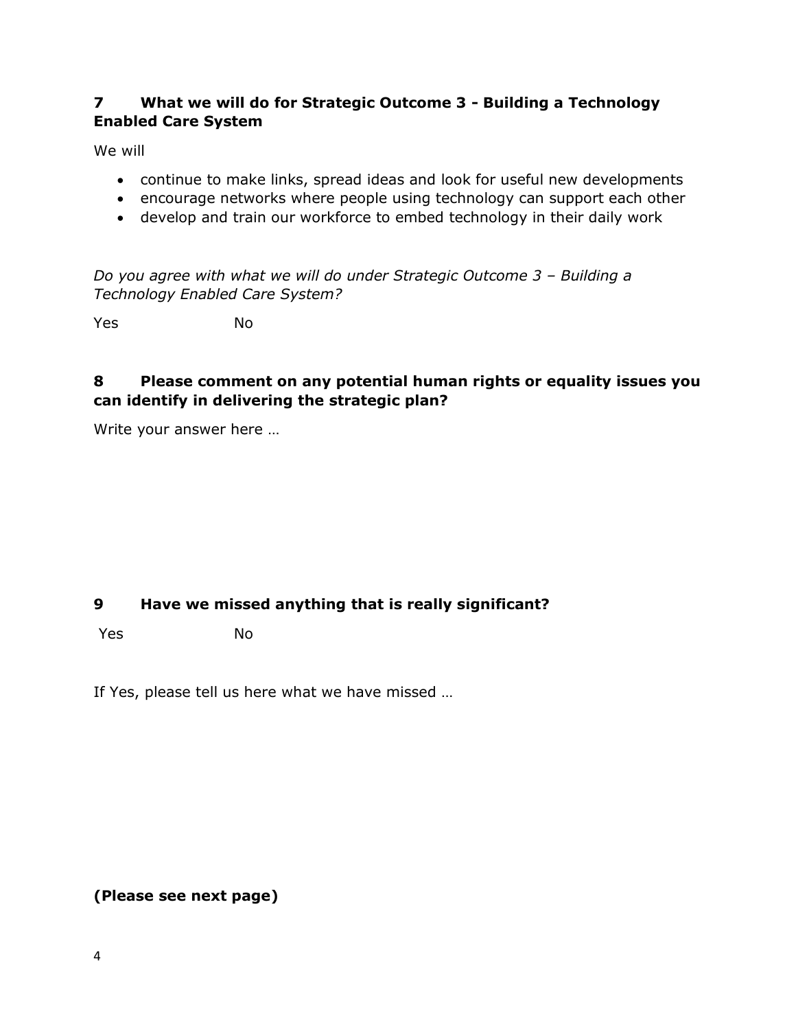## 7 What we will do for Strategic Outcome 3 - Building a Technology Enabled Care System

We will

- continue to make links, spread ideas and look for useful new developments
- encourage networks where people using technology can support each other
- develop and train our workforce to embed technology in their daily work

*Do you agree with what we will do under Strategic Outcome 3 – Building a Technology Enabled Care System?*

Yes No

## 8 Please comment on any potential human rights or equality issues you can identify in delivering the strategic plan?

Write your answer here …

## 9 Have we missed anything that is really significant?

Yes No

If Yes, please tell us here what we have missed …

**(Please see next page)**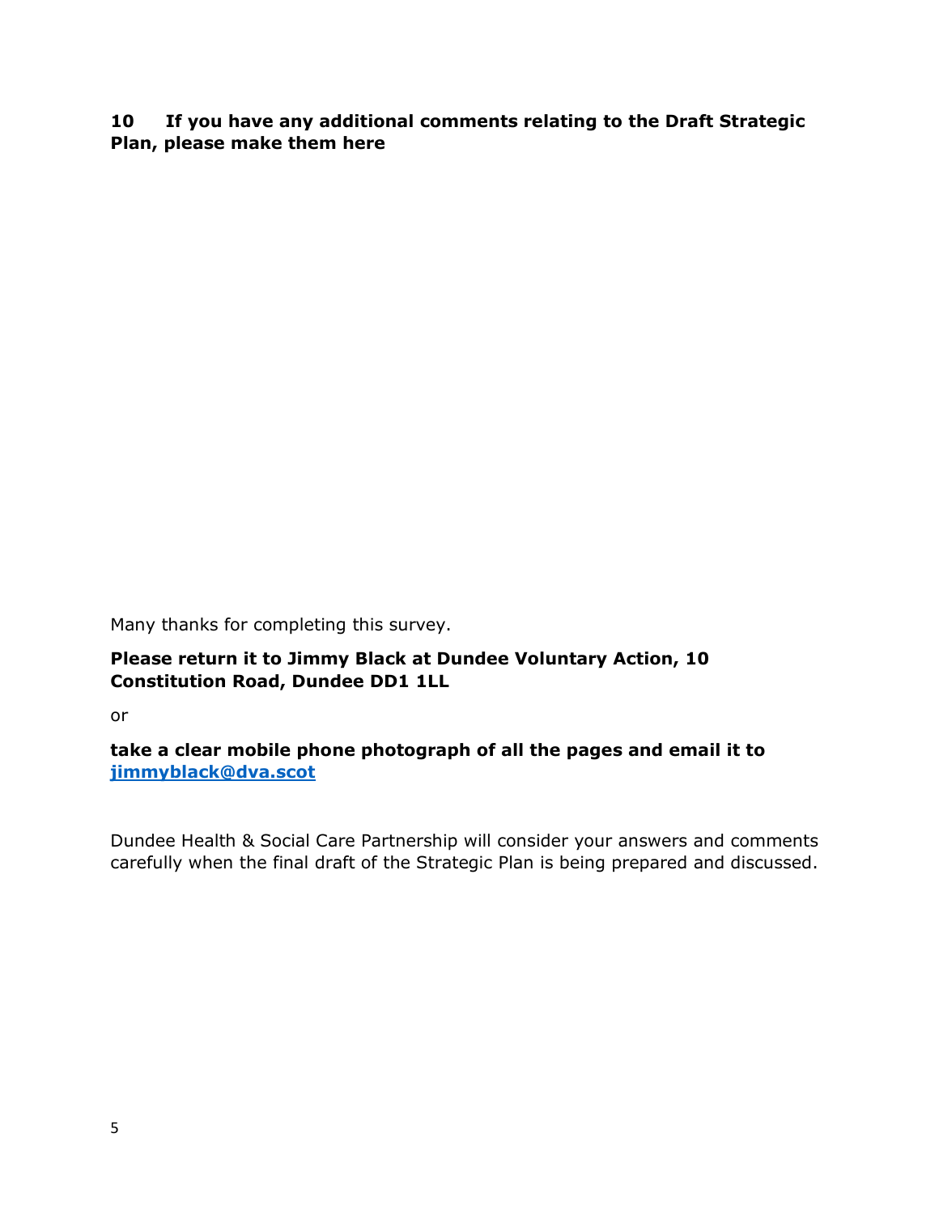**10 If you have any additional comments relating to the Draft Strategic Plan, please make them here**

Many thanks for completing this survey.

**Please return it to Jimmy Black at Dundee Voluntary Action, 10 Constitution Road, Dundee DD1 1LL**

or

**take a clear mobile phone photograph of all the pages and email it to [jimmyblack@dva.scot](mailto:jimmyblack@dva.scot)**

Dundee Health & Social Care Partnership will consider your answers and comments carefully when the final draft of the Strategic Plan is being prepared and discussed.